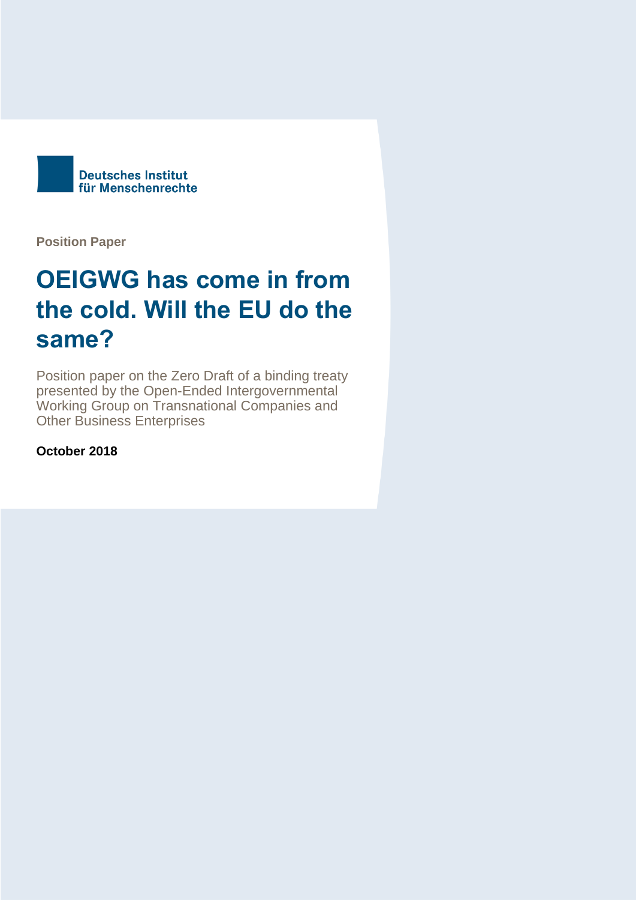Deutsches Institut für Menschenrechte

**Position Paper**

# OEIGWG has come in from the cold. Will the EU do the same?

Position paper on the Zero Draft of a binding treaty presented by the Open-Ended Intergovernmental Working Group on Transnational Companies and Other Business Enterprises

**October 2018**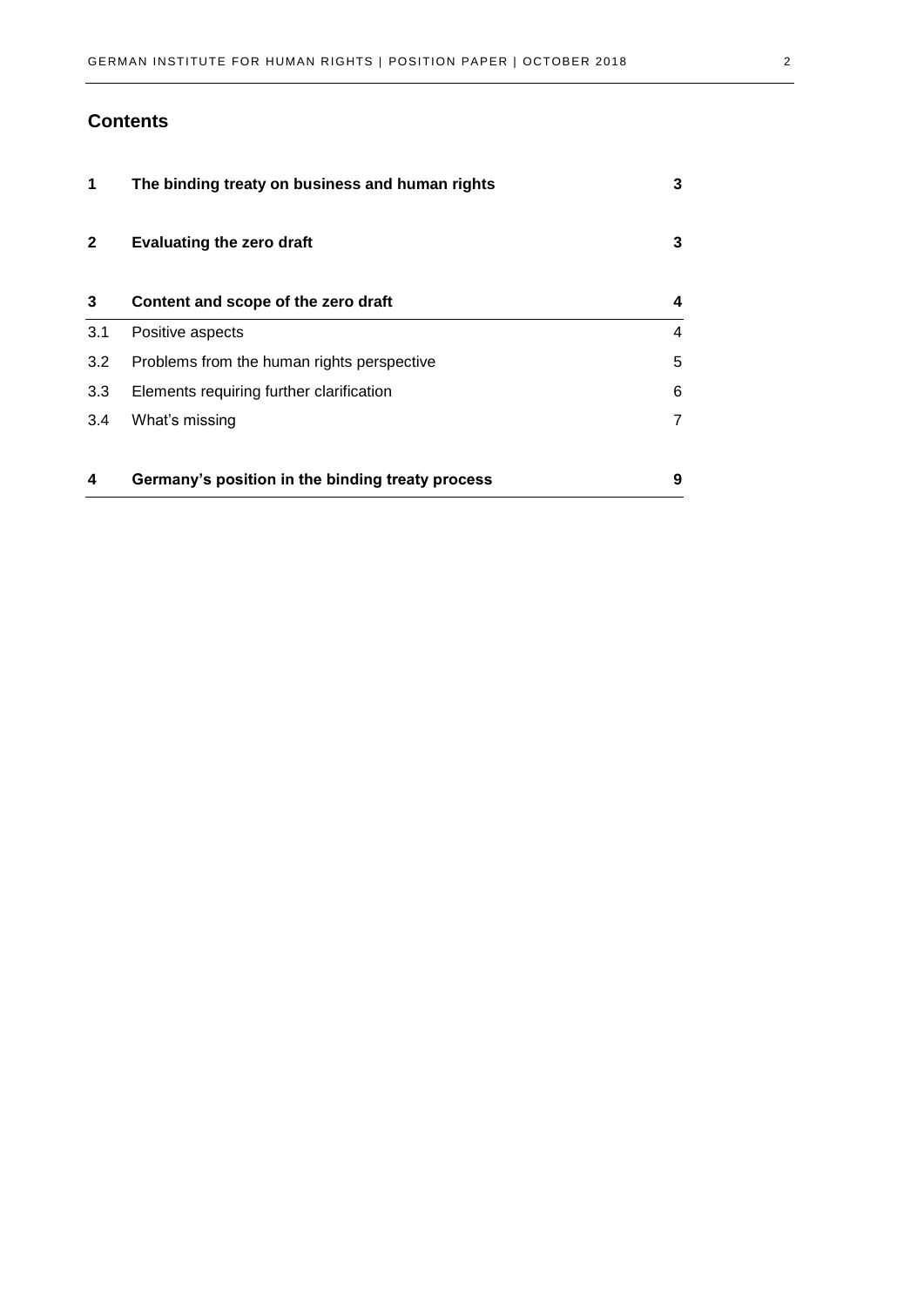## Contents

| | | |
|---|---|---|
| **1** | **The binding treaty on business and human rights** | **3** |
| **2** | **Evaluating the zero draft** | **3** |
| **3** | **Content and scope of the zero draft** | **4** |
| 3.1 | Positive aspects | 4 |
| 3.2 | Problems from the human rights perspective | 5 |
| 3.3 | Elements requiring further clarification | 6 |
| 3.4 | What's missing | 7 |
| **4** | **Germany's position in the binding treaty process** | **9** |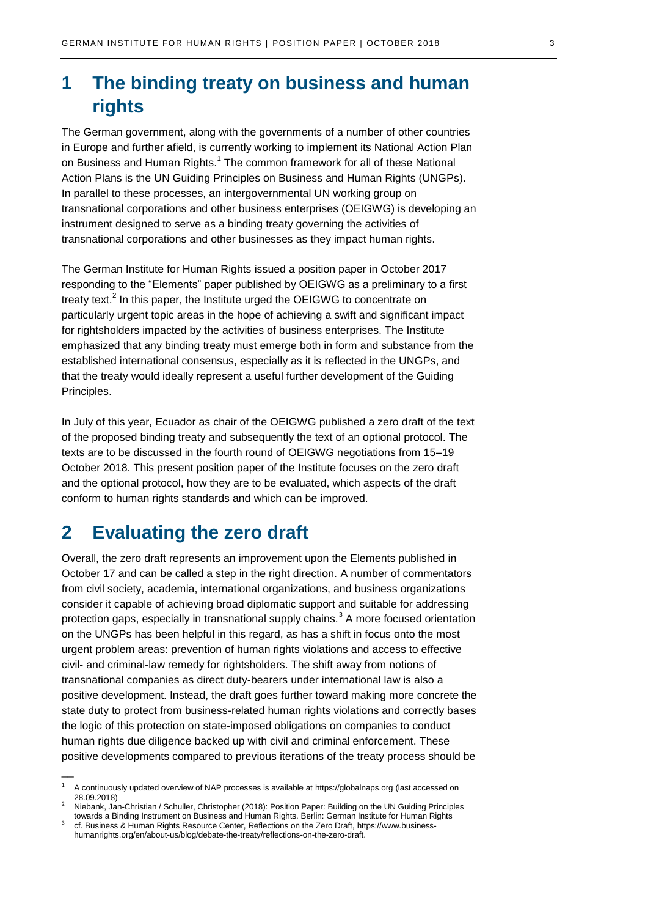# 1 The binding treaty on business and human rights

The German government, along with the governments of a number of other countries in Europe and further afield, is currently working to implement its National Action Plan on Business and Human Rights.[1] The common framework for all of these National Action Plans is the UN Guiding Principles on Business and Human Rights (UNGPs). In parallel to these processes, an intergovernmental UN working group on transnational corporations and other business enterprises (OEIGWG) is developing an instrument designed to serve as a binding treaty governing the activities of transnational corporations and other businesses as they impact human rights.

The German Institute for Human Rights issued a position paper in October 2017 responding to the "Elements" paper published by OEIGWG as a preliminary to a first treaty text.[2] In this paper, the Institute urged the OEIGWG to concentrate on particularly urgent topic areas in the hope of achieving a swift and significant impact for rightsholders impacted by the activities of business enterprises. The Institute emphasized that any binding treaty must emerge both in form and substance from the established international consensus, especially as it is reflected in the UNGPs, and that the treaty would ideally represent a useful further development of the Guiding Principles.

In July of this year, Ecuador as chair of the OEIGWG published a zero draft of the text of the proposed binding treaty and subsequently the text of an optional protocol. The texts are to be discussed in the fourth round of OEIGWG negotiations from 15–19 October 2018. This present position paper of the Institute focuses on the zero draft and the optional protocol, how they are to be evaluated, which aspects of the draft conform to human rights standards and which can be improved.

# 2 Evaluating the zero draft

Overall, the zero draft represents an improvement upon the Elements published in October 17 and can be called a step in the right direction. A number of commentators from civil society, academia, international organizations, and business organizations consider it capable of achieving broad diplomatic support and suitable for addressing protection gaps, especially in transnational supply chains.[3] A more focused orientation on the UNGPs has been helpful in this regard, as has a shift in focus onto the most urgent problem areas: prevention of human rights violations and access to effective civil- and criminal-law remedy for rightsholders. The shift away from notions of transnational companies as direct duty-bearers under international law is also a positive development. Instead, the draft goes further toward making more concrete the state duty to protect from business-related human rights violations and correctly bases the logic of this protection on state-imposed obligations on companies to conduct human rights due diligence backed up with civil and criminal enforcement. These positive developments compared to previous iterations of the treaty process should be

---

[1] A continuously updated overview of NAP processes is available at https://globalnaps.org (last accessed on 28.09.2018)

[2] Niebank, Jan-Christian / Schuller, Christopher (2018): Position Paper: Building on the UN Guiding Principles towards a Binding Instrument on Business and Human Rights. Berlin: German Institute for Human Rights

[3] cf. Business & Human Rights Resource Center, Reflections on the Zero Draft, https://www.business-humanrights.org/en/about-us/blog/debate-the-treaty/reflections-on-the-zero-draft.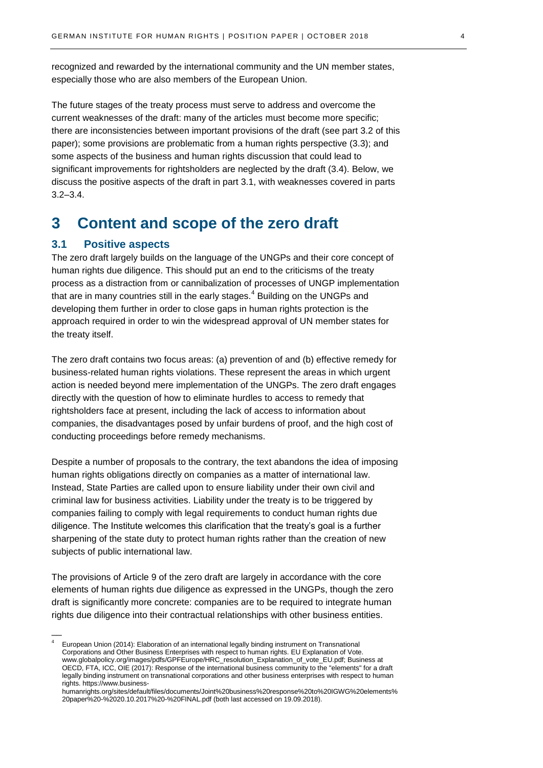recognized and rewarded by the international community and the UN member states, especially those who are also members of the European Union.

The future stages of the treaty process must serve to address and overcome the current weaknesses of the draft: many of the articles must become more specific; there are inconsistencies between important provisions of the draft (see part 3.2 of this paper); some provisions are problematic from a human rights perspective (3.3); and some aspects of the business and human rights discussion that could lead to significant improvements for rightsholders are neglected by the draft (3.4). Below, we discuss the positive aspects of the draft in part 3.1, with weaknesses covered in parts 3.2–3.4.

# 3 Content and scope of the zero draft

## 3.1 Positive aspects

The zero draft largely builds on the language of the UNGPs and their core concept of human rights due diligence. This should put an end to the criticisms of the treaty process as a distraction from or cannibalization of processes of UNGP implementation that are in many countries still in the early stages.[4] Building on the UNGPs and developing them further in order to close gaps in human rights protection is the approach required in order to win the widespread approval of UN member states for the treaty itself.

The zero draft contains two focus areas: (a) prevention of and (b) effective remedy for business-related human rights violations. These represent the areas in which urgent action is needed beyond mere implementation of the UNGPs. The zero draft engages directly with the question of how to eliminate hurdles to access to remedy that rightsholders face at present, including the lack of access to information about companies, the disadvantages posed by unfair burdens of proof, and the high cost of conducting proceedings before remedy mechanisms.

Despite a number of proposals to the contrary, the text abandons the idea of imposing human rights obligations directly on companies as a matter of international law. Instead, State Parties are called upon to ensure liability under their own civil and criminal law for business activities. Liability under the treaty is to be triggered by companies failing to comply with legal requirements to conduct human rights due diligence. The Institute welcomes this clarification that the treaty's goal is a further sharpening of the state duty to protect human rights rather than the creation of new subjects of public international law.

The provisions of Article 9 of the zero draft are largely in accordance with the core elements of human rights due diligence as expressed in the UNGPs, though the zero draft is significantly more concrete: companies are to be required to integrate human rights due diligence into their contractual relationships with other business entities.

---

[4] European Union (2014): Elaboration of an international legally binding instrument on Transnational Corporations and Other Business Enterprises with respect to human rights. EU Explanation of Vote. www.globalpolicy.org/images/pdfs/GPFEurope/HRC_resolution_Explanation_of_vote_EU.pdf; Business at OECD, FTA, ICC, OIE (2017): Response of the international business community to the "elements" for a draft legally binding instrument on transnational corporations and other business enterprises with respect to human rights. https://www.business-humanrights.org/sites/default/files/documents/Joint%20business%20response%20to%20IGWG%20elements%20paper%20-%2020.10.2017%20-%20FINAL.pdf (both last accessed on 19.09.2018).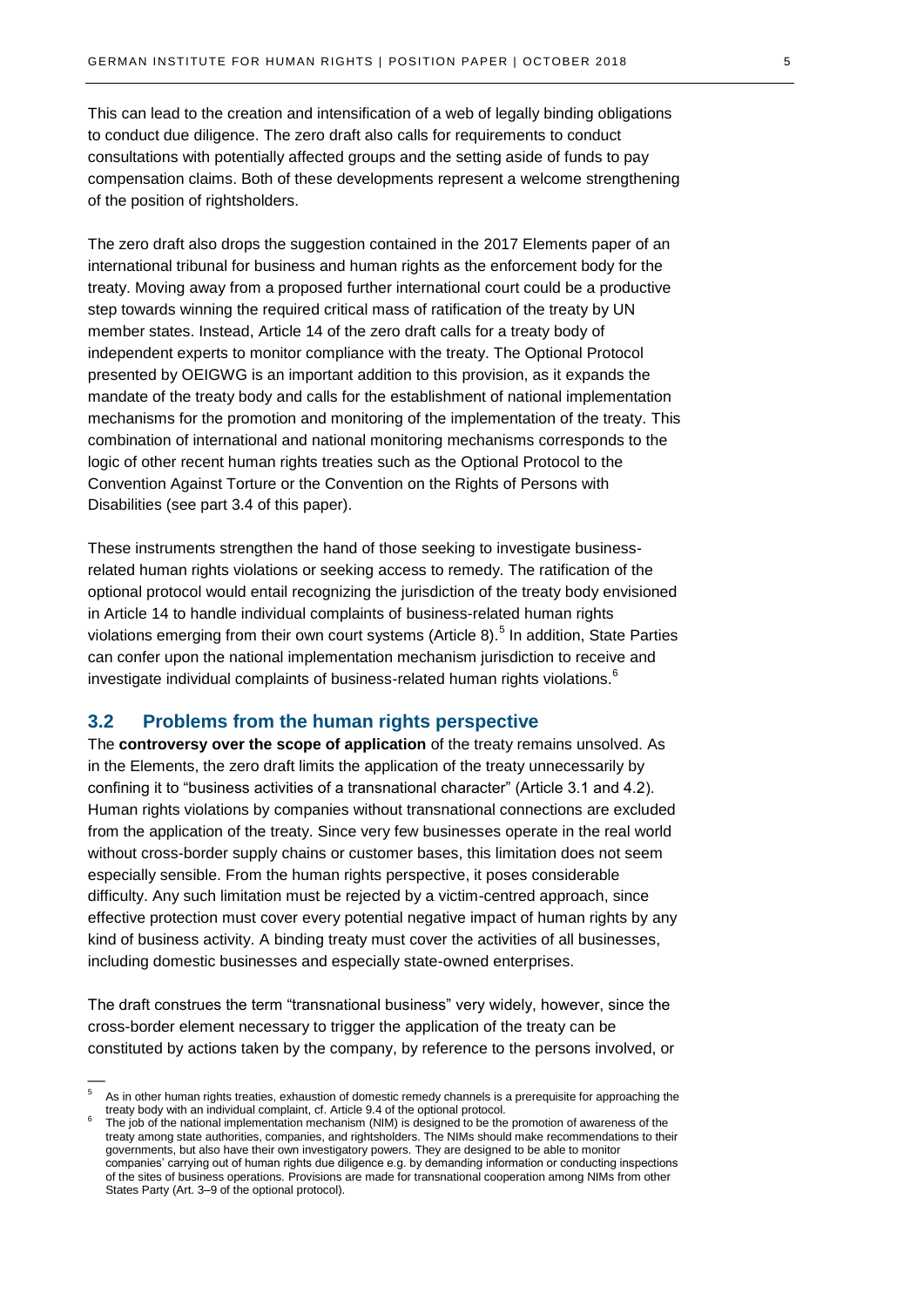This can lead to the creation and intensification of a web of legally binding obligations to conduct due diligence. The zero draft also calls for requirements to conduct consultations with potentially affected groups and the setting aside of funds to pay compensation claims. Both of these developments represent a welcome strengthening of the position of rightsholders.

The zero draft also drops the suggestion contained in the 2017 Elements paper of an international tribunal for business and human rights as the enforcement body for the treaty. Moving away from a proposed further international court could be a productive step towards winning the required critical mass of ratification of the treaty by UN member states. Instead, Article 14 of the zero draft calls for a treaty body of independent experts to monitor compliance with the treaty. The Optional Protocol presented by OEIGWG is an important addition to this provision, as it expands the mandate of the treaty body and calls for the establishment of national implementation mechanisms for the promotion and monitoring of the implementation of the treaty. This combination of international and national monitoring mechanisms corresponds to the logic of other recent human rights treaties such as the Optional Protocol to the Convention Against Torture or the Convention on the Rights of Persons with Disabilities (see part 3.4 of this paper).

These instruments strengthen the hand of those seeking to investigate business-related human rights violations or seeking access to remedy. The ratification of the optional protocol would entail recognizing the jurisdiction of the treaty body envisioned in Article 14 to handle individual complaints of business-related human rights violations emerging from their own court systems (Article 8).[5] In addition, State Parties can confer upon the national implementation mechanism jurisdiction to receive and investigate individual complaints of business-related human rights violations.[6]

## 3.2 Problems from the human rights perspective

The **controversy over the scope of application** of the treaty remains unsolved. As in the Elements, the zero draft limits the application of the treaty unnecessarily by confining it to "business activities of a transnational character" (Article 3.1 and 4.2). Human rights violations by companies without transnational connections are excluded from the application of the treaty. Since very few businesses operate in the real world without cross-border supply chains or customer bases, this limitation does not seem especially sensible. From the human rights perspective, it poses considerable difficulty. Any such limitation must be rejected by a victim-centred approach, since effective protection must cover every potential negative impact of human rights by any kind of business activity. A binding treaty must cover the activities of all businesses, including domestic businesses and especially state-owned enterprises.

The draft construes the term "transnational business" very widely, however, since the cross-border element necessary to trigger the application of the treaty can be constituted by actions taken by the company, by reference to the persons involved, or

---

[5] As in other human rights treaties, exhaustion of domestic remedy channels is a prerequisite for approaching the treaty body with an individual complaint, cf. Article 9.4 of the optional protocol.

[6] The job of the national implementation mechanism (NIM) is designed to be the promotion of awareness of the treaty among state authorities, companies, and rightsholders. The NIMs should make recommendations to their governments, but also have their own investigatory powers. They are designed to be able to monitor companies' carrying out of human rights due diligence e.g. by demanding information or conducting inspections of the sites of business operations. Provisions are made for transnational cooperation among NIMs from other States Party (Art. 3–9 of the optional protocol).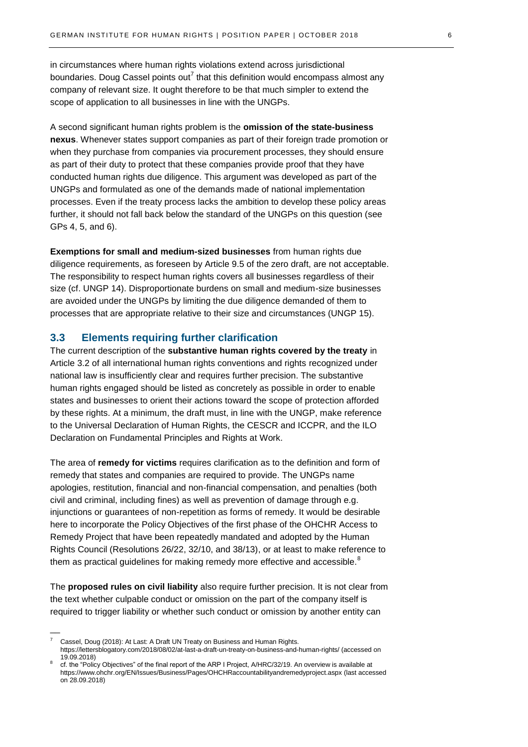in circumstances where human rights violations extend across jurisdictional boundaries. Doug Cassel points out[7] that this definition would encompass almost any company of relevant size. It ought therefore to be that much simpler to extend the scope of application to all businesses in line with the UNGPs.

A second significant human rights problem is the **omission of the state-business nexus**. Whenever states support companies as part of their foreign trade promotion or when they purchase from companies via procurement processes, they should ensure as part of their duty to protect that these companies provide proof that they have conducted human rights due diligence. This argument was developed as part of the UNGPs and formulated as one of the demands made of national implementation processes. Even if the treaty process lacks the ambition to develop these policy areas further, it should not fall back below the standard of the UNGPs on this question (see GPs 4, 5, and 6).

**Exemptions for small and medium-sized businesses** from human rights due diligence requirements, as foreseen by Article 9.5 of the zero draft, are not acceptable. The responsibility to respect human rights covers all businesses regardless of their size (cf. UNGP 14). Disproportionate burdens on small and medium-size businesses are avoided under the UNGPs by limiting the due diligence demanded of them to processes that are appropriate relative to their size and circumstances (UNGP 15).

### 3.3 Elements requiring further clarification

The current description of the **substantive human rights covered by the treaty** in Article 3.2 of all international human rights conventions and rights recognized under national law is insufficiently clear and requires further precision. The substantive human rights engaged should be listed as concretely as possible in order to enable states and businesses to orient their actions toward the scope of protection afforded by these rights. At a minimum, the draft must, in line with the UNGP, make reference to the Universal Declaration of Human Rights, the CESCR and ICCPR, and the ILO Declaration on Fundamental Principles and Rights at Work.

The area of **remedy for victims** requires clarification as to the definition and form of remedy that states and companies are required to provide. The UNGPs name apologies, restitution, financial and non-financial compensation, and penalties (both civil and criminal, including fines) as well as prevention of damage through e.g. injunctions or guarantees of non-repetition as forms of remedy. It would be desirable here to incorporate the Policy Objectives of the first phase of the OHCHR Access to Remedy Project that have been repeatedly mandated and adopted by the Human Rights Council (Resolutions 26/22, 32/10, and 38/13), or at least to make reference to them as practical guidelines for making remedy more effective and accessible.[8]

The **proposed rules on civil liability** also require further precision. It is not clear from the text whether culpable conduct or omission on the part of the company itself is required to trigger liability or whether such conduct or omission by another entity can

---

[7] Cassel, Doug (2018): At Last: A Draft UN Treaty on Business and Human Rights. https://lettersblogatory.com/2018/08/02/at-last-a-draft-un-treaty-on-business-and-human-rights/ (accessed on 19.09.2018)

[8] cf. the "Policy Objectives" of the final report of the ARP I Project, A/HRC/32/19. An overview is available at https://www.ohchr.org/EN/Issues/Business/Pages/OHCHRaccountabilityandremedyproject.aspx (last accessed on 28.09.2018)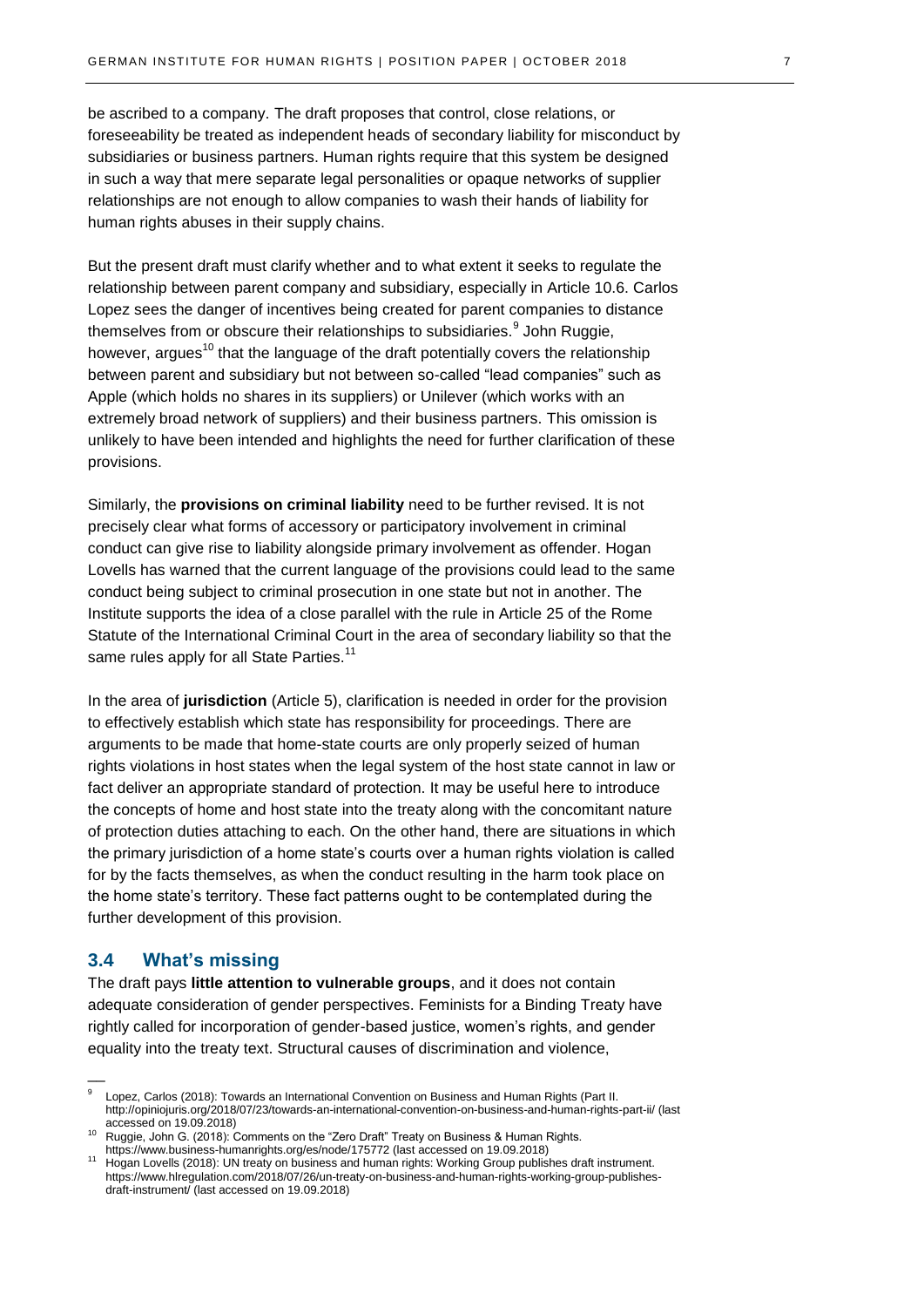be ascribed to a company. The draft proposes that control, close relations, or foreseeability be treated as independent heads of secondary liability for misconduct by subsidiaries or business partners. Human rights require that this system be designed in such a way that mere separate legal personalities or opaque networks of supplier relationships are not enough to allow companies to wash their hands of liability for human rights abuses in their supply chains.

But the present draft must clarify whether and to what extent it seeks to regulate the relationship between parent company and subsidiary, especially in Article 10.6. Carlos Lopez sees the danger of incentives being created for parent companies to distance themselves from or obscure their relationships to subsidiaries.[9] John Ruggie, however, argues[10] that the language of the draft potentially covers the relationship between parent and subsidiary but not between so-called "lead companies" such as Apple (which holds no shares in its suppliers) or Unilever (which works with an extremely broad network of suppliers) and their business partners. This omission is unlikely to have been intended and highlights the need for further clarification of these provisions.

Similarly, the **provisions on criminal liability** need to be further revised. It is not precisely clear what forms of accessory or participatory involvement in criminal conduct can give rise to liability alongside primary involvement as offender. Hogan Lovells has warned that the current language of the provisions could lead to the same conduct being subject to criminal prosecution in one state but not in another. The Institute supports the idea of a close parallel with the rule in Article 25 of the Rome Statute of the International Criminal Court in the area of secondary liability so that the same rules apply for all State Parties.[11]

In the area of **jurisdiction** (Article 5), clarification is needed in order for the provision to effectively establish which state has responsibility for proceedings. There are arguments to be made that home-state courts are only properly seized of human rights violations in host states when the legal system of the host state cannot in law or fact deliver an appropriate standard of protection. It may be useful here to introduce the concepts of home and host state into the treaty along with the concomitant nature of protection duties attaching to each. On the other hand, there are situations in which the primary jurisdiction of a home state's courts over a human rights violation is called for by the facts themselves, as when the conduct resulting in the harm took place on the home state's territory. These fact patterns ought to be contemplated during the further development of this provision.

## 3.4 What's missing

The draft pays **little attention to vulnerable groups**, and it does not contain adequate consideration of gender perspectives. Feminists for a Binding Treaty have rightly called for incorporation of gender-based justice, women's rights, and gender equality into the treaty text. Structural causes of discrimination and violence,

---

[9] Lopez, Carlos (2018): Towards an International Convention on Business and Human Rights (Part II. http://opiniojuris.org/2018/07/23/towards-an-international-convention-on-business-and-human-rights-part-ii/ (last accessed on 19.09.2018)

[10] Ruggie, John G. (2018): Comments on the "Zero Draft" Treaty on Business & Human Rights. https://www.business-humanrights.org/es/node/175772 (last accessed on 19.09.2018)

[11] Hogan Lovells (2018): UN treaty on business and human rights: Working Group publishes draft instrument. https://www.hlregulation.com/2018/07/26/un-treaty-on-business-and-human-rights-working-group-publishes-draft-instrument/ (last accessed on 19.09.2018)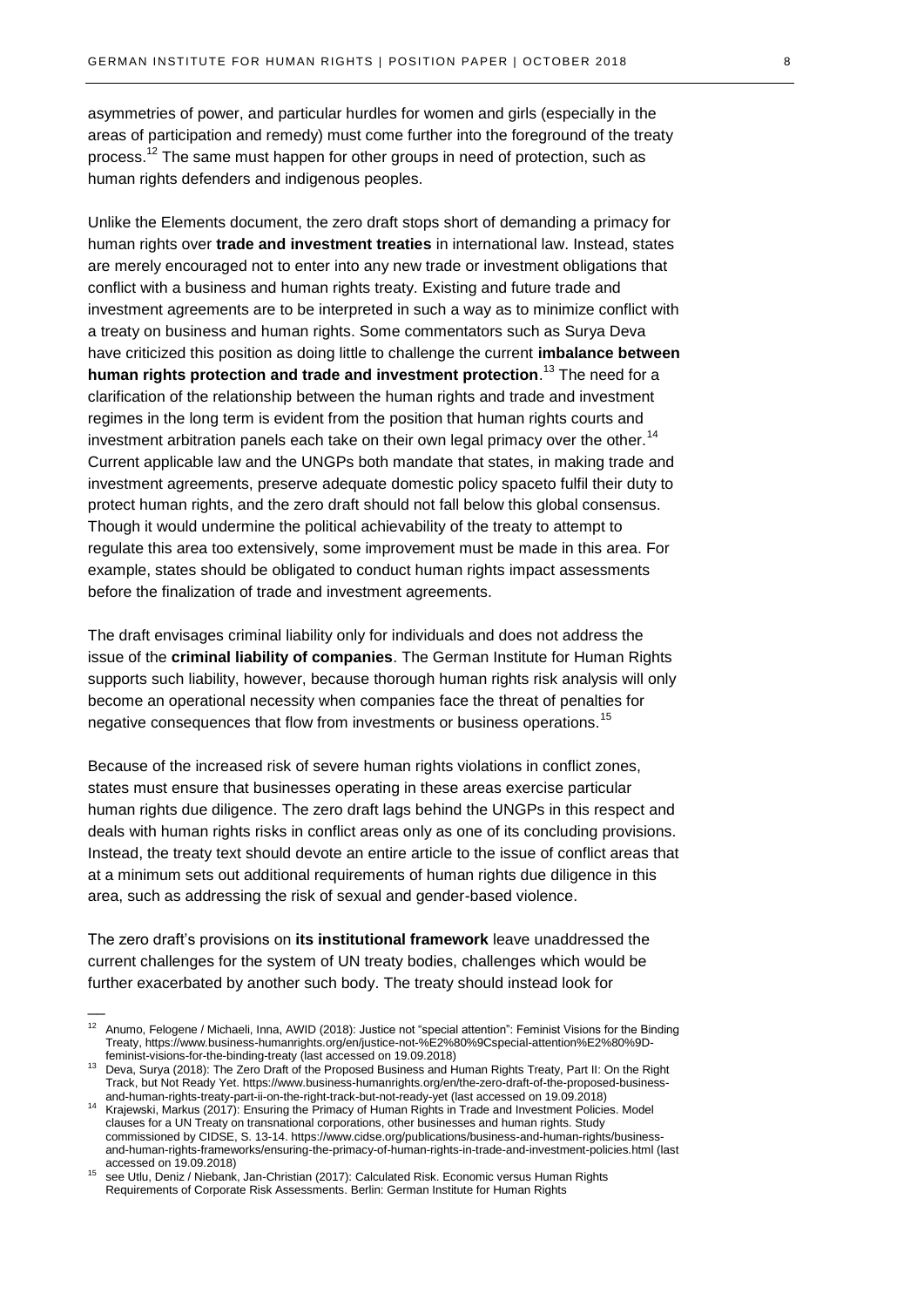asymmetries of power, and particular hurdles for women and girls (especially in the areas of participation and remedy) must come further into the foreground of the treaty process.[12] The same must happen for other groups in need of protection, such as human rights defenders and indigenous peoples.

Unlike the Elements document, the zero draft stops short of demanding a primacy for human rights over **trade and investment treaties** in international law. Instead, states are merely encouraged not to enter into any new trade or investment obligations that conflict with a business and human rights treaty. Existing and future trade and investment agreements are to be interpreted in such a way as to minimize conflict with a treaty on business and human rights. Some commentators such as Surya Deva have criticized this position as doing little to challenge the current **imbalance between human rights protection and trade and investment protection**.[13] The need for a clarification of the relationship between the human rights and trade and investment regimes in the long term is evident from the position that human rights courts and investment arbitration panels each take on their own legal primacy over the other.[14] Current applicable law and the UNGPs both mandate that states, in making trade and investment agreements, preserve adequate domestic policy spaceto fulfil their duty to protect human rights, and the zero draft should not fall below this global consensus. Though it would undermine the political achievability of the treaty to attempt to regulate this area too extensively, some improvement must be made in this area. For example, states should be obligated to conduct human rights impact assessments before the finalization of trade and investment agreements.

The draft envisages criminal liability only for individuals and does not address the issue of the **criminal liability of companies**. The German Institute for Human Rights supports such liability, however, because thorough human rights risk analysis will only become an operational necessity when companies face the threat of penalties for negative consequences that flow from investments or business operations.[15]

Because of the increased risk of severe human rights violations in conflict zones, states must ensure that businesses operating in these areas exercise particular human rights due diligence. The zero draft lags behind the UNGPs in this respect and deals with human rights risks in conflict areas only as one of its concluding provisions. Instead, the treaty text should devote an entire article to the issue of conflict areas that at a minimum sets out additional requirements of human rights due diligence in this area, such as addressing the risk of sexual and gender-based violence.

The zero draft's provisions on **its institutional framework** leave unaddressed the current challenges for the system of UN treaty bodies, challenges which would be further exacerbated by another such body. The treaty should instead look for

---

[12] Anumo, Felogene / Michaeli, Inna, AWID (2018): Justice not "special attention": Feminist Visions for the Binding Treaty, https://www.business-humanrights.org/en/justice-not-%E2%80%9Cspecial-attention%E2%80%9D-feminist-visions-for-the-binding-treaty (last accessed on 19.09.2018)

[13] Deva, Surya (2018): The Zero Draft of the Proposed Business and Human Rights Treaty, Part II: On the Right Track, but Not Ready Yet. https://www.business-humanrights.org/en/the-zero-draft-of-the-proposed-business-and-human-rights-treaty-part-ii-on-the-right-track-but-not-ready-yet (last accessed on 19.09.2018)

[14] Krajewski, Markus (2017): Ensuring the Primacy of Human Rights in Trade and Investment Policies. Model clauses for a UN Treaty on transnational corporations, other businesses and human rights. Study commissioned by CIDSE, S. 13-14. https://www.cidse.org/publications/business-and-human-rights/business-and-human-rights-frameworks/ensuring-the-primacy-of-human-rights-in-trade-and-investment-policies.html (last accessed on 19.09.2018)

[15] see Utlu, Deniz / Niebank, Jan-Christian (2017): Calculated Risk. Economic versus Human Rights Requirements of Corporate Risk Assessments. Berlin: German Institute for Human Rights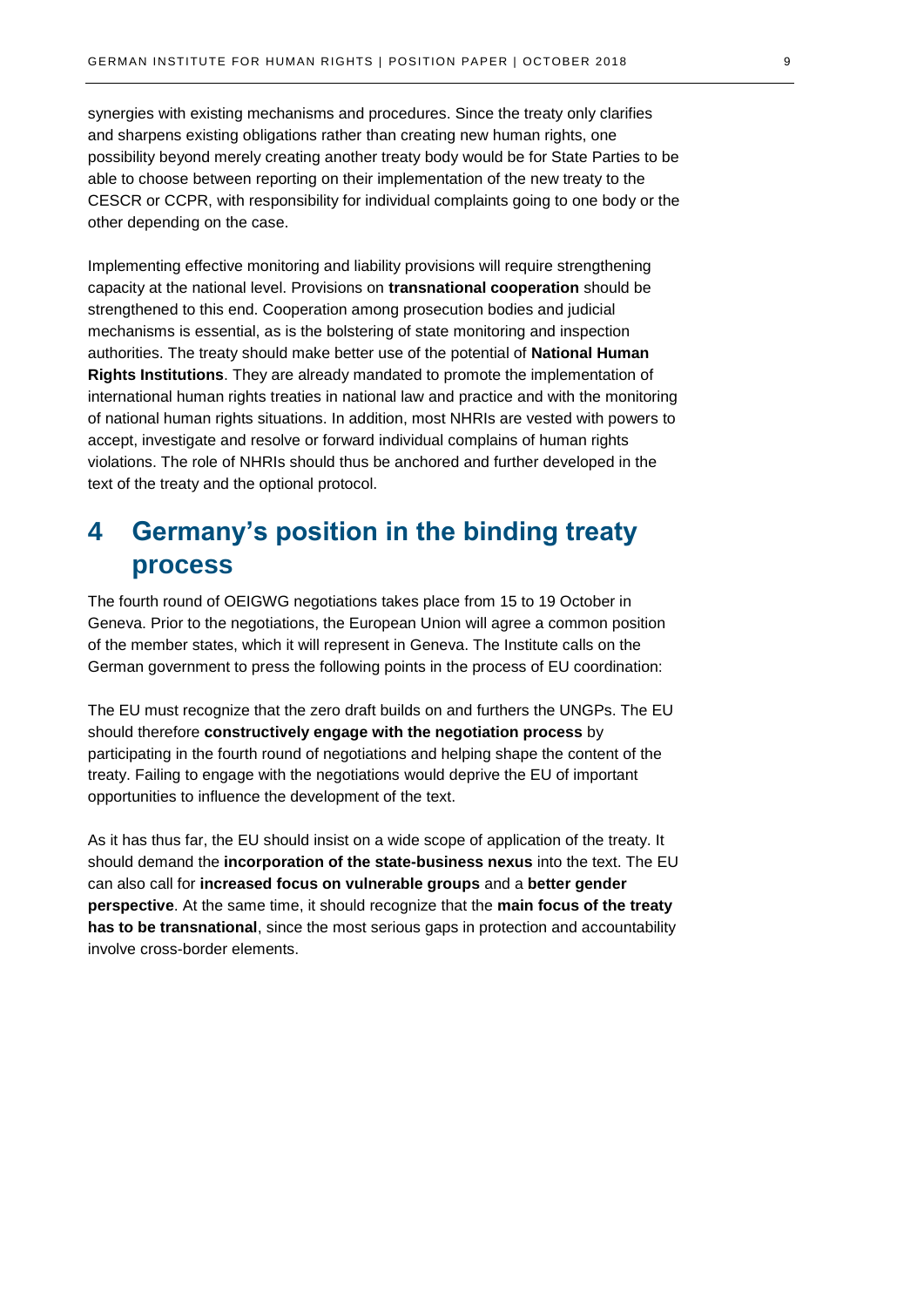synergies with existing mechanisms and procedures. Since the treaty only clarifies and sharpens existing obligations rather than creating new human rights, one possibility beyond merely creating another treaty body would be for State Parties to be able to choose between reporting on their implementation of the new treaty to the CESCR or CCPR, with responsibility for individual complaints going to one body or the other depending on the case.

Implementing effective monitoring and liability provisions will require strengthening capacity at the national level. Provisions on **transnational cooperation** should be strengthened to this end. Cooperation among prosecution bodies and judicial mechanisms is essential, as is the bolstering of state monitoring and inspection authorities. The treaty should make better use of the potential of **National Human Rights Institutions**. They are already mandated to promote the implementation of international human rights treaties in national law and practice and with the monitoring of national human rights situations. In addition, most NHRIs are vested with powers to accept, investigate and resolve or forward individual complains of human rights violations. The role of NHRIs should thus be anchored and further developed in the text of the treaty and the optional protocol.

# 4 Germany's position in the binding treaty process

The fourth round of OEIGWG negotiations takes place from 15 to 19 October in Geneva. Prior to the negotiations, the European Union will agree a common position of the member states, which it will represent in Geneva. The Institute calls on the German government to press the following points in the process of EU coordination:

The EU must recognize that the zero draft builds on and furthers the UNGPs. The EU should therefore **constructively engage with the negotiation process** by participating in the fourth round of negotiations and helping shape the content of the treaty. Failing to engage with the negotiations would deprive the EU of important opportunities to influence the development of the text.

As it has thus far, the EU should insist on a wide scope of application of the treaty. It should demand the **incorporation of the state-business nexus** into the text. The EU can also call for **increased focus on vulnerable groups** and a **better gender perspective**. At the same time, it should recognize that the **main focus of the treaty has to be transnational**, since the most serious gaps in protection and accountability involve cross-border elements.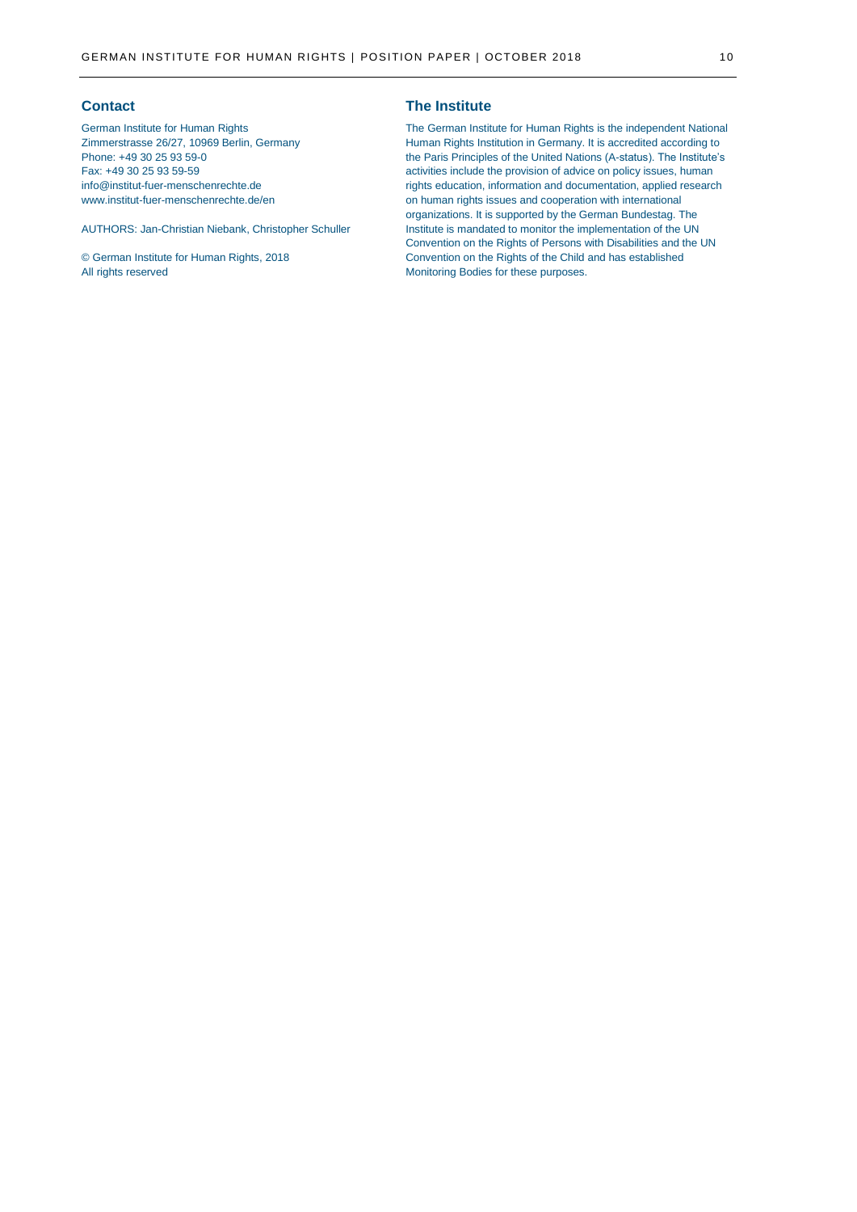## Contact

German Institute for Human Rights
Zimmerstrasse 26/27, 10969 Berlin, Germany
Phone: +49 30 25 93 59-0
Fax: +49 30 25 93 59-59
info@institut-fuer-menschenrechte.de
www.institut-fuer-menschenrechte.de/en

AUTHORS: Jan-Christian Niebank, Christopher Schuller

© German Institute for Human Rights, 2018
All rights reserved

## The Institute

The German Institute for Human Rights is the independent National Human Rights Institution in Germany. It is accredited according to the Paris Principles of the United Nations (A-status). The Institute's activities include the provision of advice on policy issues, human rights education, information and documentation, applied research on human rights issues and cooperation with international organizations. It is supported by the German Bundestag. The Institute is mandated to monitor the implementation of the UN Convention on the Rights of Persons with Disabilities and the UN Convention on the Rights of the Child and has established Monitoring Bodies for these purposes.